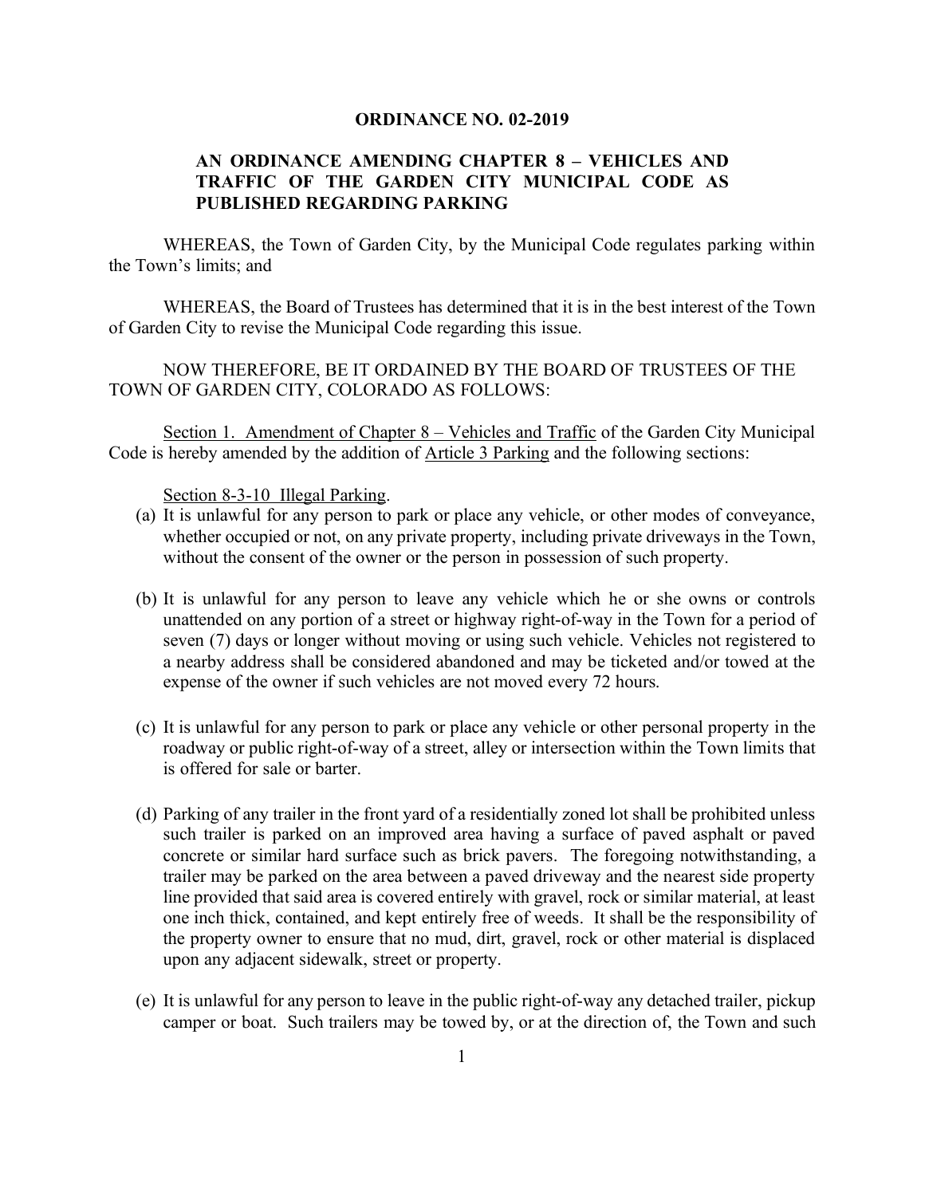**ORDINANCE NO. 02-2019**

**AN ORDINANCE AMENDING CHAPTER 8 – VEHICLES AND TRAFFIC OF THE GARDEN CITY MUNICIPAL CODE AS PUBLISHED REGARDING PARKING**

WHEREAS, the Town of Garden City, by the Municipal Code regulates parking within the Town's limits; and

WHEREAS, the Board of Trustees has determined that it is in the best interest of the Town of Garden City to revise the Municipal Code regarding this issue.

NOW THEREFORE, BE IT ORDAINED BY THE BOARD OF TRUSTEES OF THE TOWN OF GARDEN CITY, COLORADO AS FOLLOWS:

<u>Section 1. Amendment of Chapter 8 – Vehicles and Traffic</u> of the Garden City Municipal Code is hereby amended by the addition of <u>Article 3 Parking</u> and the following sections:

<u>Section 8-3-10 Illegal Parking</u>.

(a) It is unlawful for any person to park or place any vehicle, or other modes of conveyance, whether occupied or not, on any private property, including private driveways in the Town, without the consent of the owner or the person in possession of such property.

(b) It is unlawful for any person to leave any vehicle which he or she owns or controls unattended on any portion of a street or highway right-of-way in the Town for a period of seven (7) days or longer without moving or using such vehicle. Vehicles not registered to a nearby address shall be considered abandoned and may be ticketed and/or towed at the expense of the owner if such vehicles are not moved every 72 hours.

(c) It is unlawful for any person to park or place any vehicle or other personal property in the roadway or public right-of-way of a street, alley or intersection within the Town limits that is offered for sale or barter.

(d) Parking of any trailer in the front yard of a residentially zoned lot shall be prohibited unless such trailer is parked on an improved area having a surface of paved asphalt or paved concrete or similar hard surface such as brick pavers. The foregoing notwithstanding, a trailer may be parked on the area between a paved driveway and the nearest side property line provided that said area is covered entirely with gravel, rock or similar material, at least one inch thick, contained, and kept entirely free of weeds. It shall be the responsibility of the property owner to ensure that no mud, dirt, gravel, rock or other material is displaced upon any adjacent sidewalk, street or property.

(e) It is unlawful for any person to leave in the public right-of-way any detached trailer, pickup camper or boat. Such trailers may be towed by, or at the direction of, the Town and such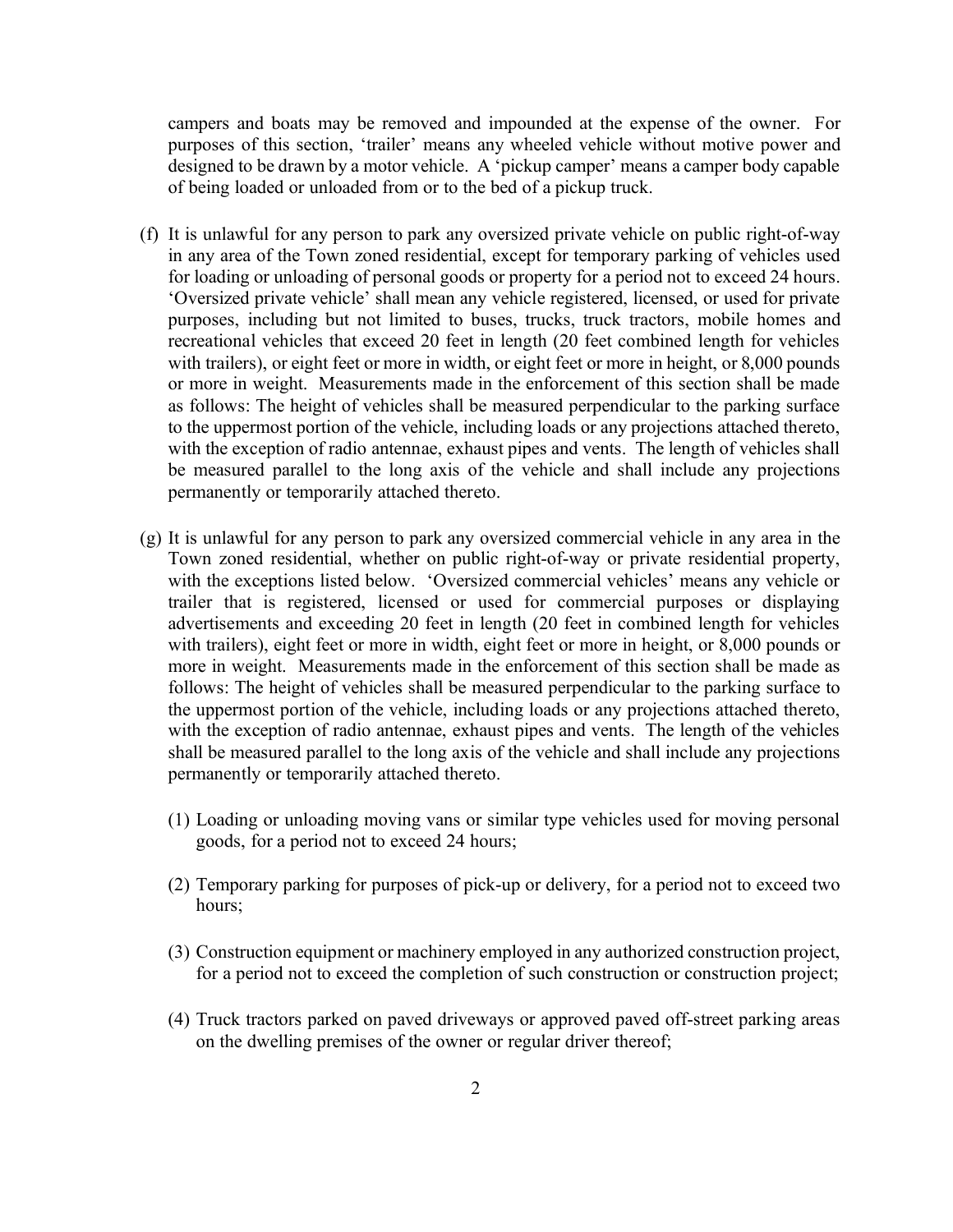campers and boats may be removed and impounded at the expense of the owner. For purposes of this section, 'trailer' means any wheeled vehicle without motive power and designed to be drawn by a motor vehicle. A 'pickup camper' means a camper body capable of being loaded or unloaded from or to the bed of a pickup truck.

(f) It is unlawful for any person to park any oversized private vehicle on public right-of-way in any area of the Town zoned residential, except for temporary parking of vehicles used for loading or unloading of personal goods or property for a period not to exceed 24 hours. 'Oversized private vehicle' shall mean any vehicle registered, licensed, or used for private purposes, including but not limited to buses, trucks, truck tractors, mobile homes and recreational vehicles that exceed 20 feet in length (20 feet combined length for vehicles with trailers), or eight feet or more in width, or eight feet or more in height, or 8,000 pounds or more in weight. Measurements made in the enforcement of this section shall be made as follows: The height of vehicles shall be measured perpendicular to the parking surface to the uppermost portion of the vehicle, including loads or any projections attached thereto, with the exception of radio antennae, exhaust pipes and vents. The length of vehicles shall be measured parallel to the long axis of the vehicle and shall include any projections permanently or temporarily attached thereto.

(g) It is unlawful for any person to park any oversized commercial vehicle in any area in the Town zoned residential, whether on public right-of-way or private residential property, with the exceptions listed below. 'Oversized commercial vehicles' means any vehicle or trailer that is registered, licensed or used for commercial purposes or displaying advertisements and exceeding 20 feet in length (20 feet in combined length for vehicles with trailers), eight feet or more in width, eight feet or more in height, or 8,000 pounds or more in weight. Measurements made in the enforcement of this section shall be made as follows: The height of vehicles shall be measured perpendicular to the parking surface to the uppermost portion of the vehicle, including loads or any projections attached thereto, with the exception of radio antennae, exhaust pipes and vents. The length of the vehicles shall be measured parallel to the long axis of the vehicle and shall include any projections permanently or temporarily attached thereto.

(1) Loading or unloading moving vans or similar type vehicles used for moving personal goods, for a period not to exceed 24 hours;

(2) Temporary parking for purposes of pick-up or delivery, for a period not to exceed two hours;

(3) Construction equipment or machinery employed in any authorized construction project, for a period not to exceed the completion of such construction or construction project;

(4) Truck tractors parked on paved driveways or approved paved off-street parking areas on the dwelling premises of the owner or regular driver thereof;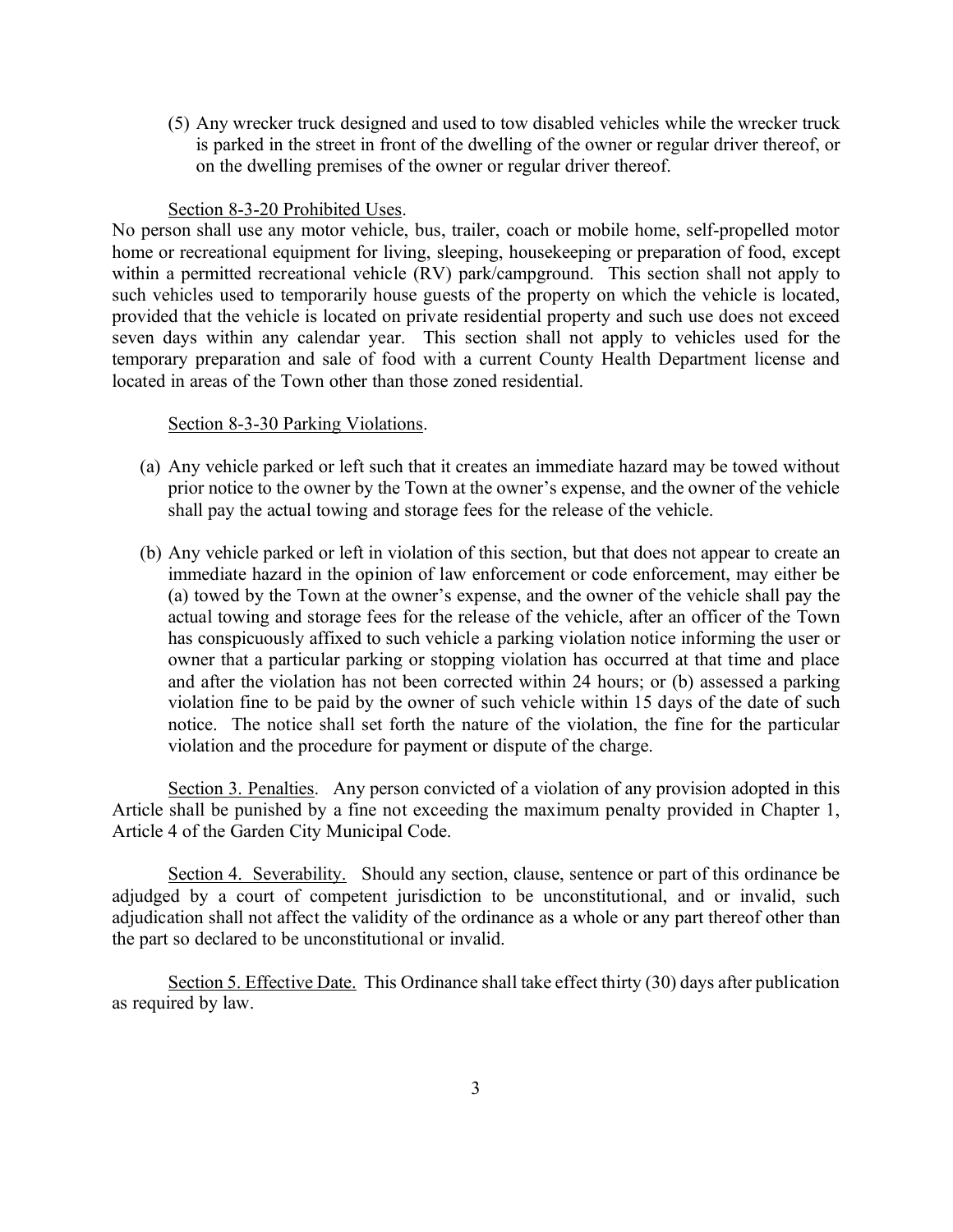(5) Any wrecker truck designed and used to tow disabled vehicles while the wrecker truck is parked in the street in front of the dwelling of the owner or regular driver thereof, or on the dwelling premises of the owner or regular driver thereof.

Section 8-3-20 Prohibited Uses.

No person shall use any motor vehicle, bus, trailer, coach or mobile home, self-propelled motor home or recreational equipment for living, sleeping, housekeeping or preparation of food, except within a permitted recreational vehicle (RV) park/campground. This section shall not apply to such vehicles used to temporarily house guests of the property on which the vehicle is located, provided that the vehicle is located on private residential property and such use does not exceed seven days within any calendar year. This section shall not apply to vehicles used for the temporary preparation and sale of food with a current County Health Department license and located in areas of the Town other than those zoned residential.

Section 8-3-30 Parking Violations.

(a) Any vehicle parked or left such that it creates an immediate hazard may be towed without prior notice to the owner by the Town at the owner's expense, and the owner of the vehicle shall pay the actual towing and storage fees for the release of the vehicle.

(b) Any vehicle parked or left in violation of this section, but that does not appear to create an immediate hazard in the opinion of law enforcement or code enforcement, may either be (a) towed by the Town at the owner's expense, and the owner of the vehicle shall pay the actual towing and storage fees for the release of the vehicle, after an officer of the Town has conspicuously affixed to such vehicle a parking violation notice informing the user or owner that a particular parking or stopping violation has occurred at that time and place and after the violation has not been corrected within 24 hours; or (b) assessed a parking violation fine to be paid by the owner of such vehicle within 15 days of the date of such notice. The notice shall set forth the nature of the violation, the fine for the particular violation and the procedure for payment or dispute of the charge.

Section 3. Penalties. Any person convicted of a violation of any provision adopted in this Article shall be punished by a fine not exceeding the maximum penalty provided in Chapter 1, Article 4 of the Garden City Municipal Code.

Section 4. Severability. Should any section, clause, sentence or part of this ordinance be adjudged by a court of competent jurisdiction to be unconstitutional, and or invalid, such adjudication shall not affect the validity of the ordinance as a whole or any part thereof other than the part so declared to be unconstitutional or invalid.

Section 5. Effective Date. This Ordinance shall take effect thirty (30) days after publication as required by law.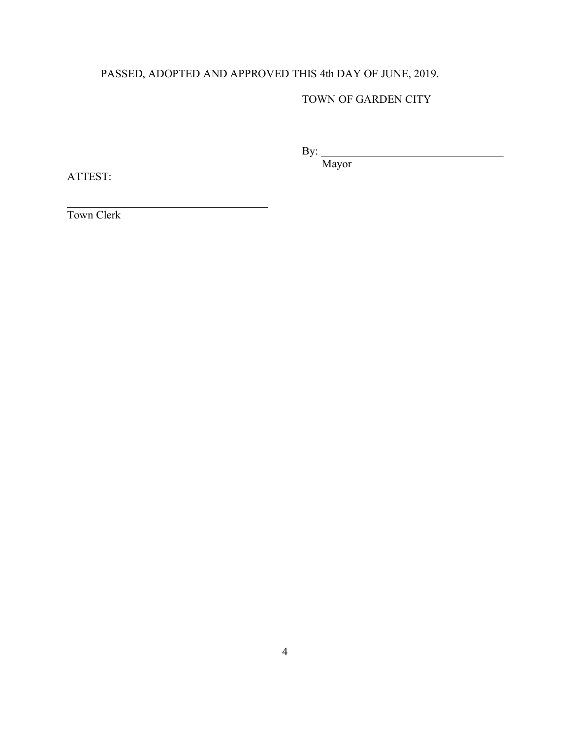PASSED, ADOPTED AND APPROVED THIS 4th DAY OF JUNE, 2019.

TOWN OF GARDEN CITY

By: ________________________________
Mayor

ATTEST:

________________________________
Town Clerk